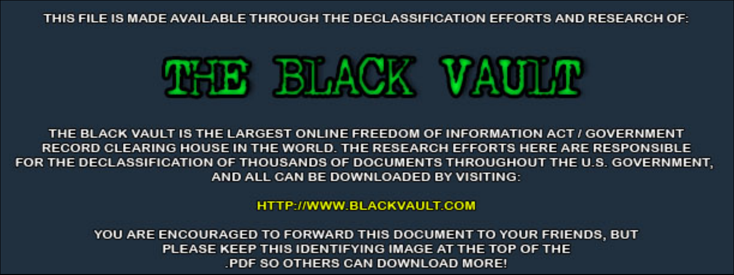THIS FILE IS MADE AVAILABLE THROUGH THE DECLASSIFICATION EFFORTS AND RESEARCH OF:

# THE BLACK VAULT

THE BLACK VAULT IS THE LARGEST ONLINE FREEDOM OF INFORMATION ACT / GOVERNMENT RECORD CLEARING HOUSE IN THE WORLD. THE RESEARCH EFFORTS HERE ARE RESPONSIBLE FOR THE DECLASSIFICATION OF THOUSANDS OF DOCUMENTS THROUGHOUT THE U.S. GOVERNMENT, AND ALL CAN BE DOWNLOADED BY VISITING:

HTTP://WWW.BLACKVAULT.COM

YOU ARE ENCOURAGED TO FORWARD THIS DOCUMENT TO YOUR FRIENDS, BUT PLEASE KEEP THIS IDENTIFYING IMAGE AT THE TOP OF THE .PDF SO OTHERS CAN DOWNLOAD MORE!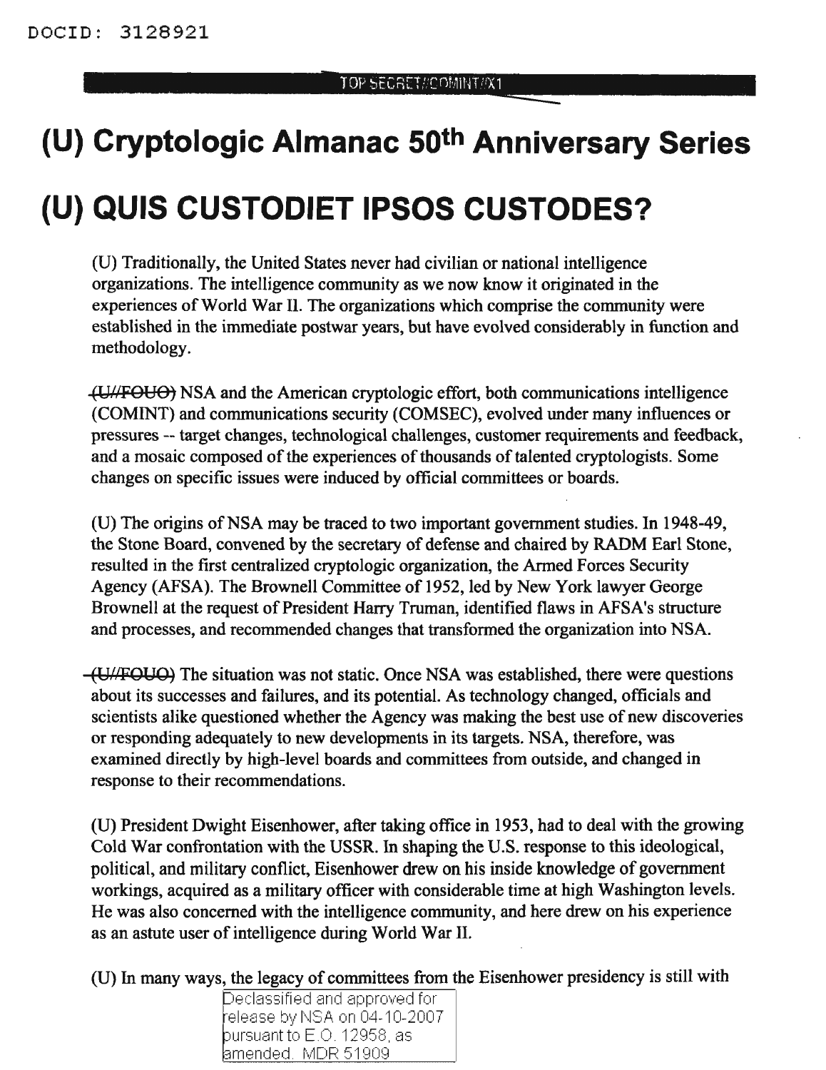# (U) Cryptologic Almanac 50th Anniversary Series

# (U) QUIS CUSTODIET IPSOS CUSTODES?

(U) Traditionally, the United States never had civilian or national intelligence organizations. The intelligence community as we now know it originated in the experiences of World War II. The organizations which comprise the community were established in the immediate postwar years, but have evolved considerably in function and methodology.

~~(U//FOUO)~~ NSA and the American cryptologic effort, both communications intelligence (COMINT) and communications security (COMSEC), evolved under many influences or pressures -- target changes, technological challenges, customer requirements and feedback, and a mosaic composed of the experiences of thousands of talented cryptologists. Some changes on specific issues were induced by official committees or boards.

(U) The origins of NSA may be traced to two important government studies. In 1948-49, the Stone Board, convened by the secretary of defense and chaired by RADM Earl Stone, resulted in the first centralized cryptologic organization, the Armed Forces Security Agency (AFSA). The Brownell Committee of 1952, led by New York lawyer George Brownell at the request of President Harry Truman, identified flaws in AFSA's structure and processes, and recommended changes that transformed the organization into NSA.

~~(U//FOUO)~~ The situation was not static. Once NSA was established, there were questions about its successes and failures, and its potential. As technology changed, officials and scientists alike questioned whether the Agency was making the best use of new discoveries or responding adequately to new developments in its targets. NSA, therefore, was examined directly by high-level boards and committees from outside, and changed in response to their recommendations.

(U) President Dwight Eisenhower, after taking office in 1953, had to deal with the growing Cold War confrontation with the USSR. In shaping the U.S. response to this ideological, political, and military conflict, Eisenhower drew on his inside knowledge of government workings, acquired as a military officer with considerable time at high Washington levels. He was also concerned with the intelligence community, and here drew on his experience as an astute user of intelligence during World War II.

(U) In many ways, the legacy of committees from the Eisenhower presidency is still with

Declassified and approved for release by NSA on 04-10-2007 pursuant to E.O. 12958, as amended. MDR 51909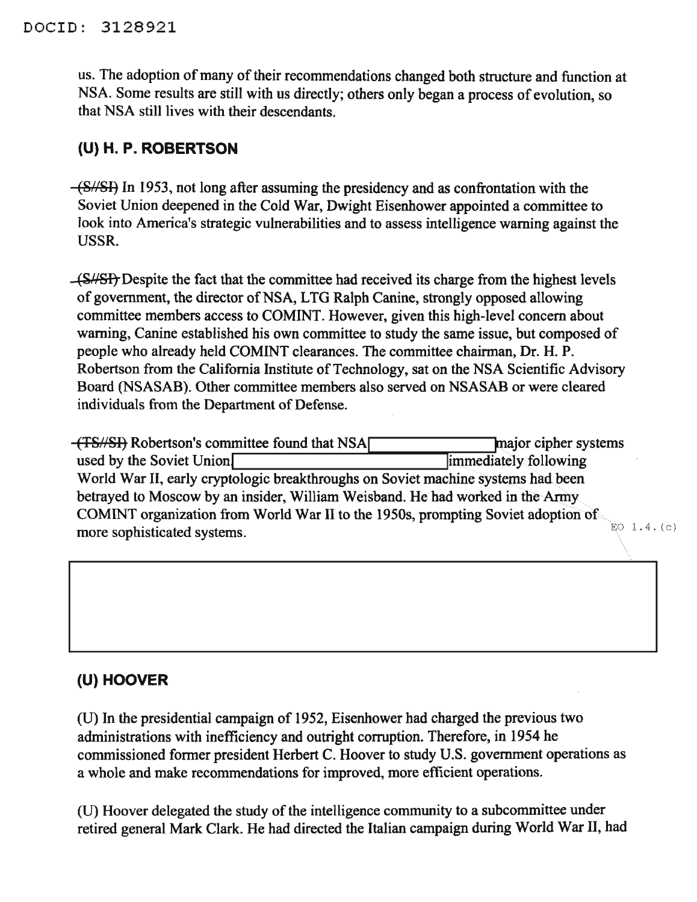us. The adoption of many of their recommendations changed both structure and function at NSA. Some results are still with us directly; others only began a process of evolution, so that NSA still lives with their descendants.

## (U) H. P. ROBERTSON

~~(S//SI)~~ In 1953, not long after assuming the presidency and as confrontation with the Soviet Union deepened in the Cold War, Dwight Eisenhower appointed a committee to look into America's strategic vulnerabilities and to assess intelligence warning against the USSR.

~~(S//SI)~~ Despite the fact that the committee had received its charge from the highest levels of government, the director of NSA, LTG Ralph Canine, strongly opposed allowing committee members access to COMINT. However, given this high-level concern about warning, Canine established his own committee to study the same issue, but composed of people who already held COMINT clearances. The committee chairman, Dr. H. P. Robertson from the California Institute of Technology, sat on the NSA Scientific Advisory Board (NSASAB). Other committee members also served on NSASAB or were cleared individuals from the Department of Defense.

~~(TS//SI)~~ Robertson's committee found that NSA [REDACTED] major cipher systems used by the Soviet Union [REDACTED] immediately following World War II, early cryptologic breakthroughs on Soviet machine systems had been betrayed to Moscow by an insider, William Weisband. He had worked in the Army COMINT organization from World War II to the 1950s, prompting Soviet adoption of more sophisticated systems.

EO 1.4.(c)

[REDACTED]

## (U) HOOVER

(U) In the presidential campaign of 1952, Eisenhower had charged the previous two administrations with inefficiency and outright corruption. Therefore, in 1954 he commissioned former president Herbert C. Hoover to study U.S. government operations as a whole and make recommendations for improved, more efficient operations.

(U) Hoover delegated the study of the intelligence community to a subcommittee under retired general Mark Clark. He had directed the Italian campaign during World War II, had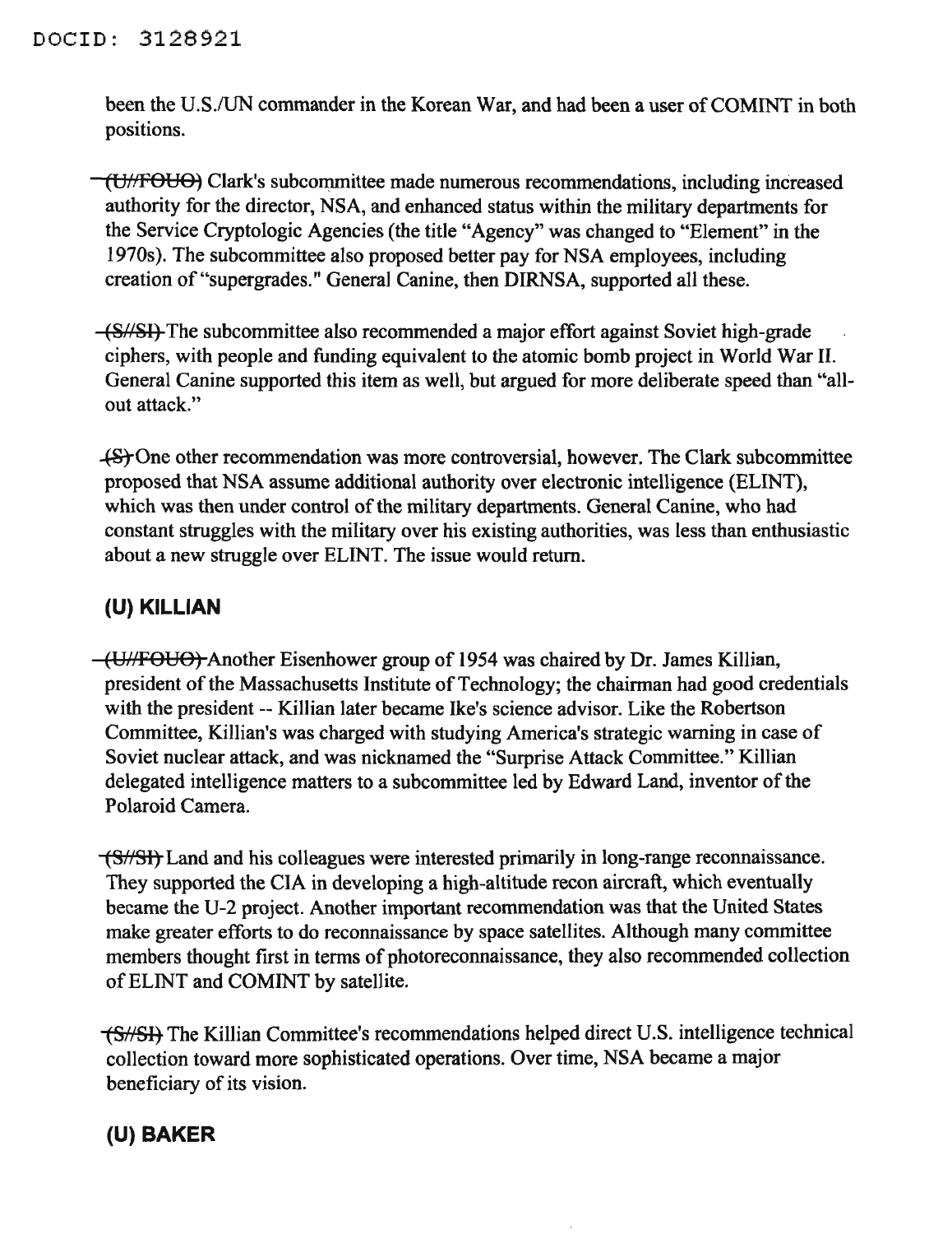been the U.S./UN commander in the Korean War, and had been a user of COMINT in both positions.

~~(U//FOUO)~~ Clark's subcommittee made numerous recommendations, including increased authority for the director, NSA, and enhanced status within the military departments for the Service Cryptologic Agencies (the title "Agency" was changed to "Element" in the 1970s). The subcommittee also proposed better pay for NSA employees, including creation of "supergrades." General Canine, then DIRNSA, supported all these.

~~(S//SI)~~ The subcommittee also recommended a major effort against Soviet high-grade ciphers, with people and funding equivalent to the atomic bomb project in World War II. General Canine supported this item as well, but argued for more deliberate speed than "all-out attack."

~~(S)~~ One other recommendation was more controversial, however. The Clark subcommittee proposed that NSA assume additional authority over electronic intelligence (ELINT), which was then under control of the military departments. General Canine, who had constant struggles with the military over his existing authorities, was less than enthusiastic about a new struggle over ELINT. The issue would return.

## (U) KILLIAN

~~(U//FOUO)~~ Another Eisenhower group of 1954 was chaired by Dr. James Killian, president of the Massachusetts Institute of Technology; the chairman had good credentials with the president -- Killian later became Ike's science advisor. Like the Robertson Committee, Killian's was charged with studying America's strategic warning in case of Soviet nuclear attack, and was nicknamed the "Surprise Attack Committee." Killian delegated intelligence matters to a subcommittee led by Edward Land, inventor of the Polaroid Camera.

~~(S//SI)~~ Land and his colleagues were interested primarily in long-range reconnaissance. They supported the CIA in developing a high-altitude recon aircraft, which eventually became the U-2 project. Another important recommendation was that the United States make greater efforts to do reconnaissance by space satellites. Although many committee members thought first in terms of photoreconnaissance, they also recommended collection of ELINT and COMINT by satellite.

~~(S//SI)~~ The Killian Committee's recommendations helped direct U.S. intelligence technical collection toward more sophisticated operations. Over time, NSA became a major beneficiary of its vision.

## (U) BAKER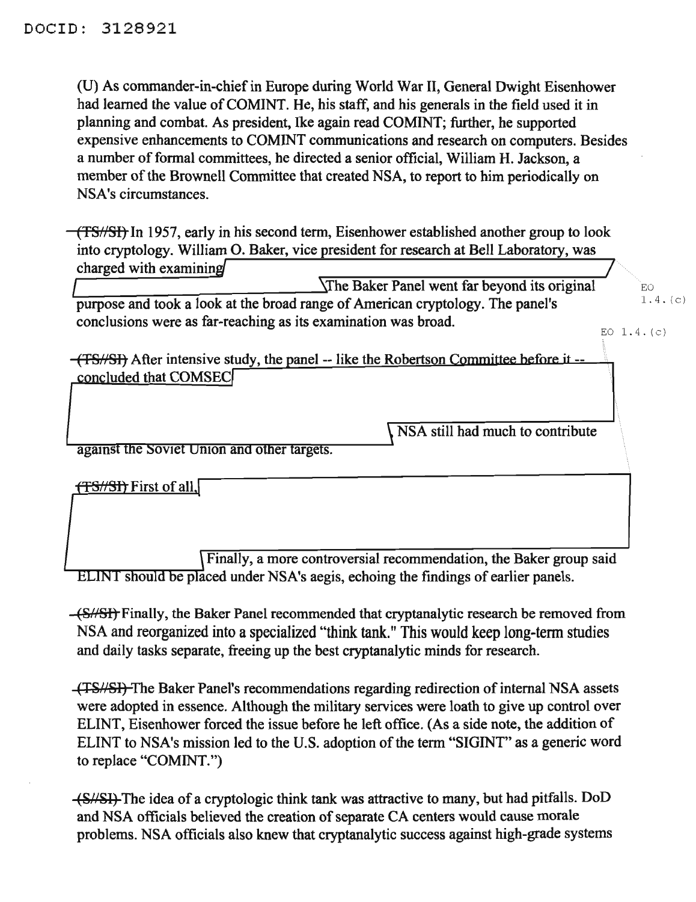(U) As commander-in-chief in Europe during World War II, General Dwight Eisenhower had learned the value of COMINT. He, his staff, and his generals in the field used it in planning and combat. As president, Ike again read COMINT; further, he supported expensive enhancements to COMINT communications and research on computers. Besides a number of formal committees, he directed a senior official, William H. Jackson, a member of the Brownell Committee that created NSA, to report to him periodically on NSA's circumstances.

~~(TS//SI)~~ In 1957, early in his second term, Eisenhower established another group to look into cryptology. William O. Baker, vice president for research at Bell Laboratory, was charged with examining [redacted] The Baker Panel went far beyond its original purpose and took a look at the broad range of American cryptology. The panel's conclusions were as far-reaching as its examination was broad.

EO 1.4.(c)

~~(TS//SI)~~ After intensive study, the panel -- like the Robertson Committee before it -- concluded that COMSEC [redacted] NSA still had much to contribute against the Soviet Union and other targets.

~~(TS//SI)~~ First of all, [redacted] Finally, a more controversial recommendation, the Baker group said ELINT should be placed under NSA's aegis, echoing the findings of earlier panels.

~~(S//SI)~~ Finally, the Baker Panel recommended that cryptanalytic research be removed from NSA and reorganized into a specialized "think tank." This would keep long-term studies and daily tasks separate, freeing up the best cryptanalytic minds for research.

~~(TS//SI)~~ The Baker Panel's recommendations regarding redirection of internal NSA assets were adopted in essence. Although the military services were loath to give up control over ELINT, Eisenhower forced the issue before he left office. (As a side note, the addition of ELINT to NSA's mission led to the U.S. adoption of the term "SIGINT" as a generic word to replace "COMINT.")

~~(S//SI)~~ The idea of a cryptologic think tank was attractive to many, but had pitfalls. DoD and NSA officials believed the creation of separate CA centers would cause morale problems. NSA officials also knew that cryptanalytic success against high-grade systems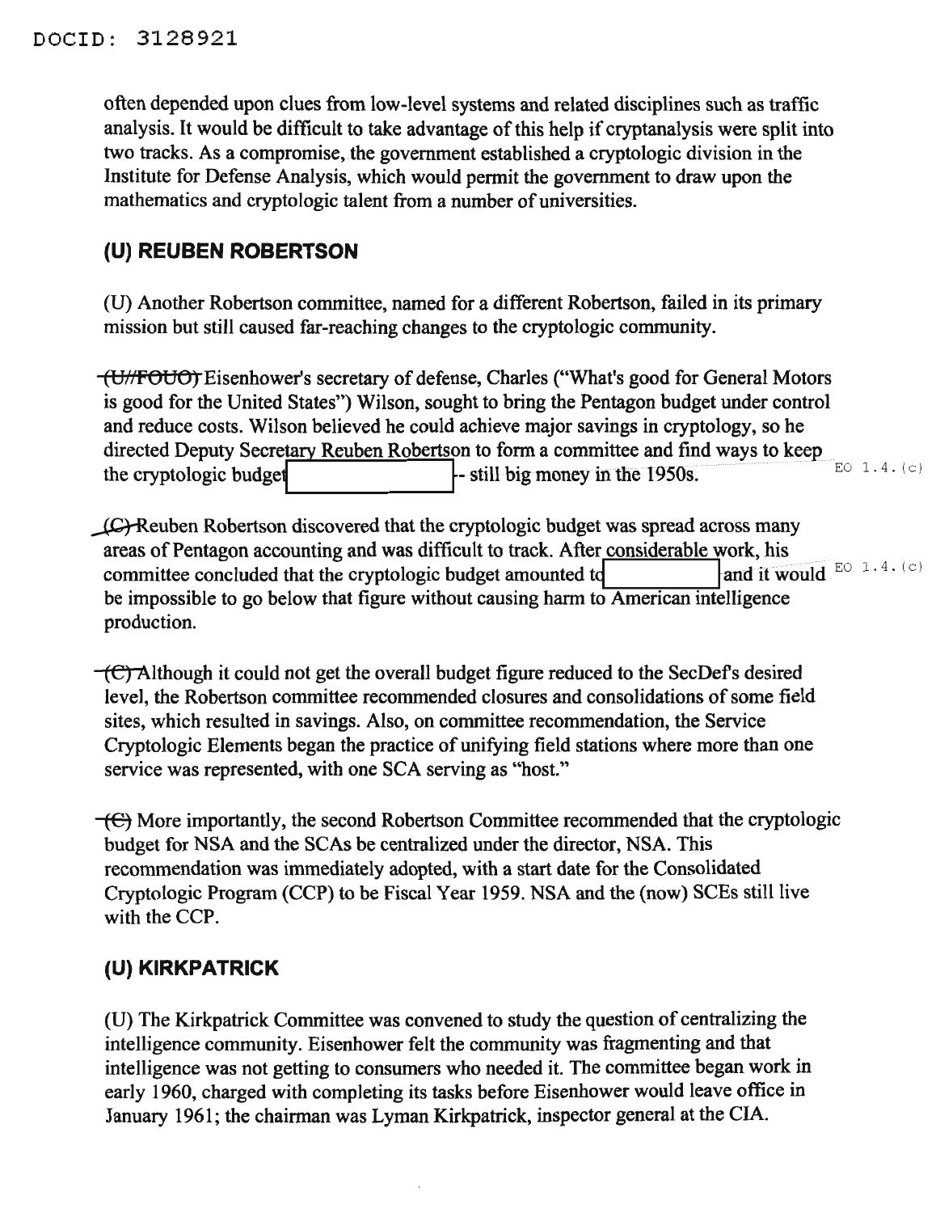often depended upon clues from low-level systems and related disciplines such as traffic analysis. It would be difficult to take advantage of this help if cryptanalysis were split into two tracks. As a compromise, the government established a cryptologic division in the Institute for Defense Analysis, which would permit the government to draw upon the mathematics and cryptologic talent from a number of universities.

## (U) REUBEN ROBERTSON

(U) Another Robertson committee, named for a different Robertson, failed in its primary mission but still caused far-reaching changes to the cryptologic community.

~~(U//FOUO)~~ Eisenhower's secretary of defense, Charles ("What's good for General Motors is good for the United States") Wilson, sought to bring the Pentagon budget under control and reduce costs. Wilson believed he could achieve major savings in cryptology, so he directed Deputy Secretary Reuben Robertson to form a committee and find ways to keep the cryptologic budget [REDACTED] -- still big money in the 1950s. EO 1.4.(c)

~~(C)~~ Reuben Robertson discovered that the cryptologic budget was spread across many areas of Pentagon accounting and was difficult to track. After considerable work, his committee concluded that the cryptologic budget amounted to [REDACTED] and it would be impossible to go below that figure without causing harm to American intelligence production. EO 1.4.(c)

~~(C)~~ Although it could not get the overall budget figure reduced to the SecDef's desired level, the Robertson committee recommended closures and consolidations of some field sites, which resulted in savings. Also, on committee recommendation, the Service Cryptologic Elements began the practice of unifying field stations where more than one service was represented, with one SCA serving as "host."

~~(C)~~ More importantly, the second Robertson Committee recommended that the cryptologic budget for NSA and the SCAs be centralized under the director, NSA. This recommendation was immediately adopted, with a start date for the Consolidated Cryptologic Program (CCP) to be Fiscal Year 1959. NSA and the (now) SCEs still live with the CCP.

## (U) KIRKPATRICK

(U) The Kirkpatrick Committee was convened to study the question of centralizing the intelligence community. Eisenhower felt the community was fragmenting and that intelligence was not getting to consumers who needed it. The committee began work in early 1960, charged with completing its tasks before Eisenhower would leave office in January 1961; the chairman was Lyman Kirkpatrick, inspector general at the CIA.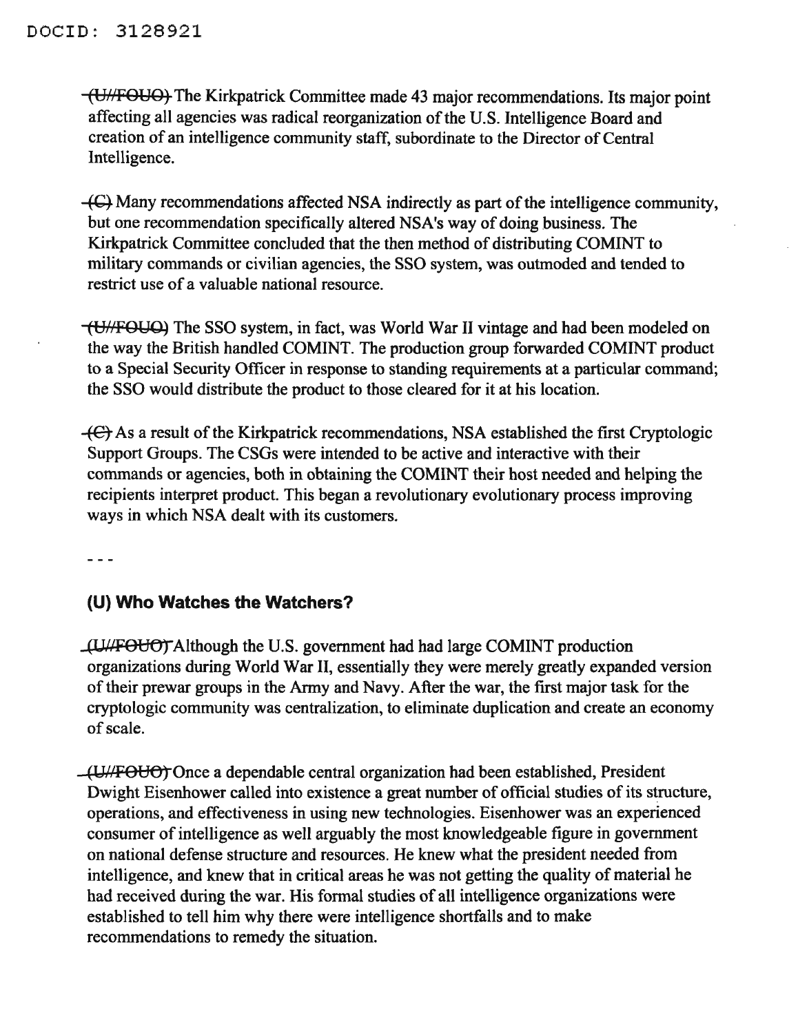(U//FOUO) The Kirkpatrick Committee made 43 major recommendations. Its major point affecting all agencies was radical reorganization of the U.S. Intelligence Board and creation of an intelligence community staff, subordinate to the Director of Central Intelligence.

(C) Many recommendations affected NSA indirectly as part of the intelligence community, but one recommendation specifically altered NSA's way of doing business. The Kirkpatrick Committee concluded that the then method of distributing COMINT to military commands or civilian agencies, the SSO system, was outmoded and tended to restrict use of a valuable national resource.

(U//FOUO) The SSO system, in fact, was World War II vintage and had been modeled on the way the British handled COMINT. The production group forwarded COMINT product to a Special Security Officer in response to standing requirements at a particular command; the SSO would distribute the product to those cleared for it at his location.

(C) As a result of the Kirkpatrick recommendations, NSA established the first Cryptologic Support Groups. The CSGs were intended to be active and interactive with their commands or agencies, both in obtaining the COMINT their host needed and helping the recipients interpret product. This began a revolutionary evolutionary process improving ways in which NSA dealt with its customers.

---

## (U) Who Watches the Watchers?

(U//FOUO) Although the U.S. government had had large COMINT production organizations during World War II, essentially they were merely greatly expanded version of their prewar groups in the Army and Navy. After the war, the first major task for the cryptologic community was centralization, to eliminate duplication and create an economy of scale.

(U//FOUO) Once a dependable central organization had been established, President Dwight Eisenhower called into existence a great number of official studies of its structure, operations, and effectiveness in using new technologies. Eisenhower was an experienced consumer of intelligence as well arguably the most knowledgeable figure in government on national defense structure and resources. He knew what the president needed from intelligence, and knew that in critical areas he was not getting the quality of material he had received during the war. His formal studies of all intelligence organizations were established to tell him why there were intelligence shortfalls and to make recommendations to remedy the situation.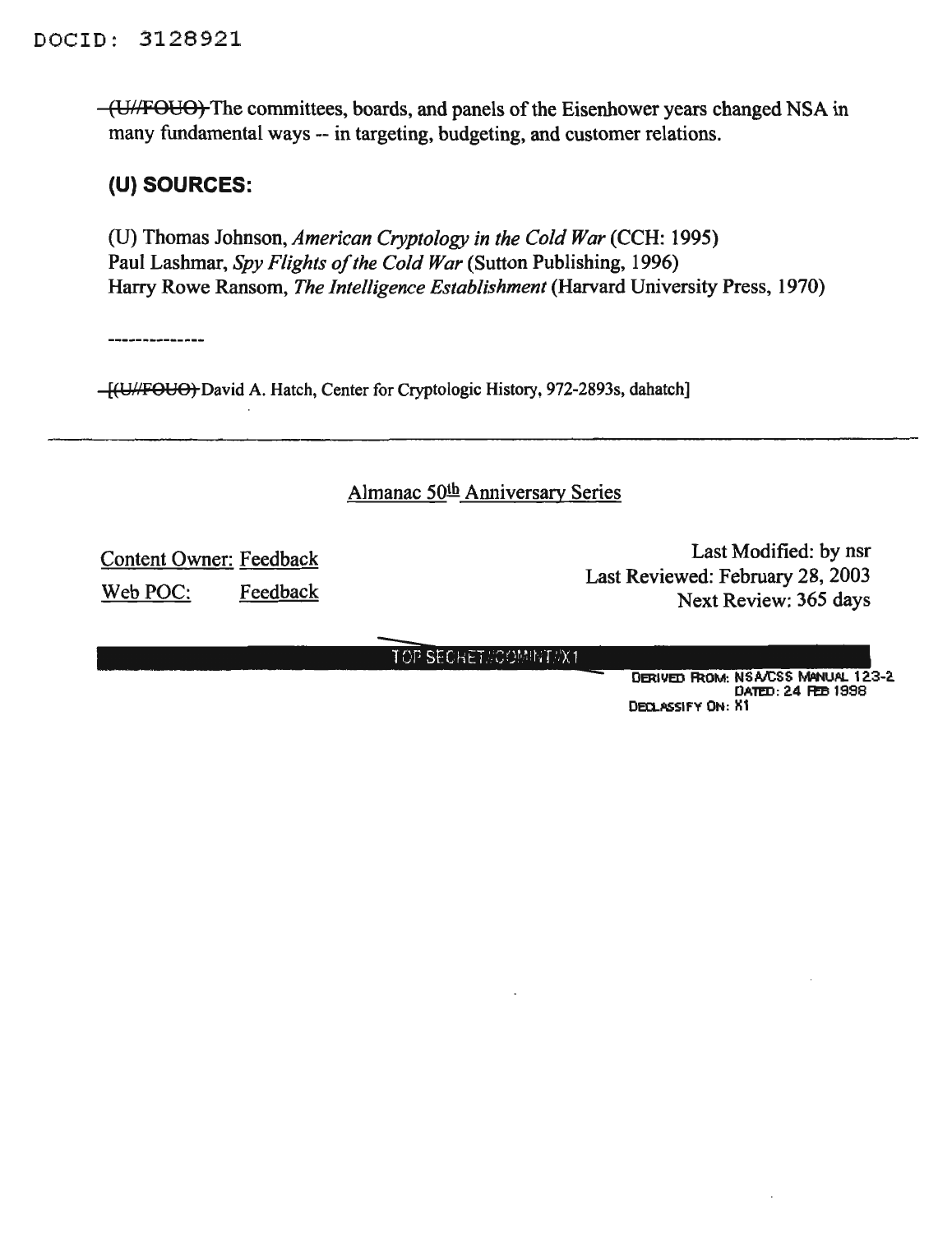~~(U//FOUO)~~ The committees, boards, and panels of the Eisenhower years changed NSA in many fundamental ways -- in targeting, budgeting, and customer relations.

## (U) SOURCES:

(U) Thomas Johnson, *American Cryptology in the Cold War* (CCH: 1995)
Paul Lashmar, *Spy Flights of the Cold War* (Sutton Publishing, 1996)
Harry Rowe Ransom, *The Intelligence Establishment* (Harvard University Press, 1970)

--------------

[~~(U//FOUO)~~ David A. Hatch, Center for Cryptologic History, 972-2893s, dahatch]

---

Almanac 50th Anniversary Series

Content Owner: Feedback
Web POC: Feedback

Last Modified: by nsr
Last Reviewed: February 28, 2003
Next Review: 365 days

TOP SECRET//COMINT//X1

DERIVED FROM: NSA/CSS MANUAL 123-2
DATED: 24 FEB 1998
DECLASSIFY ON: X1